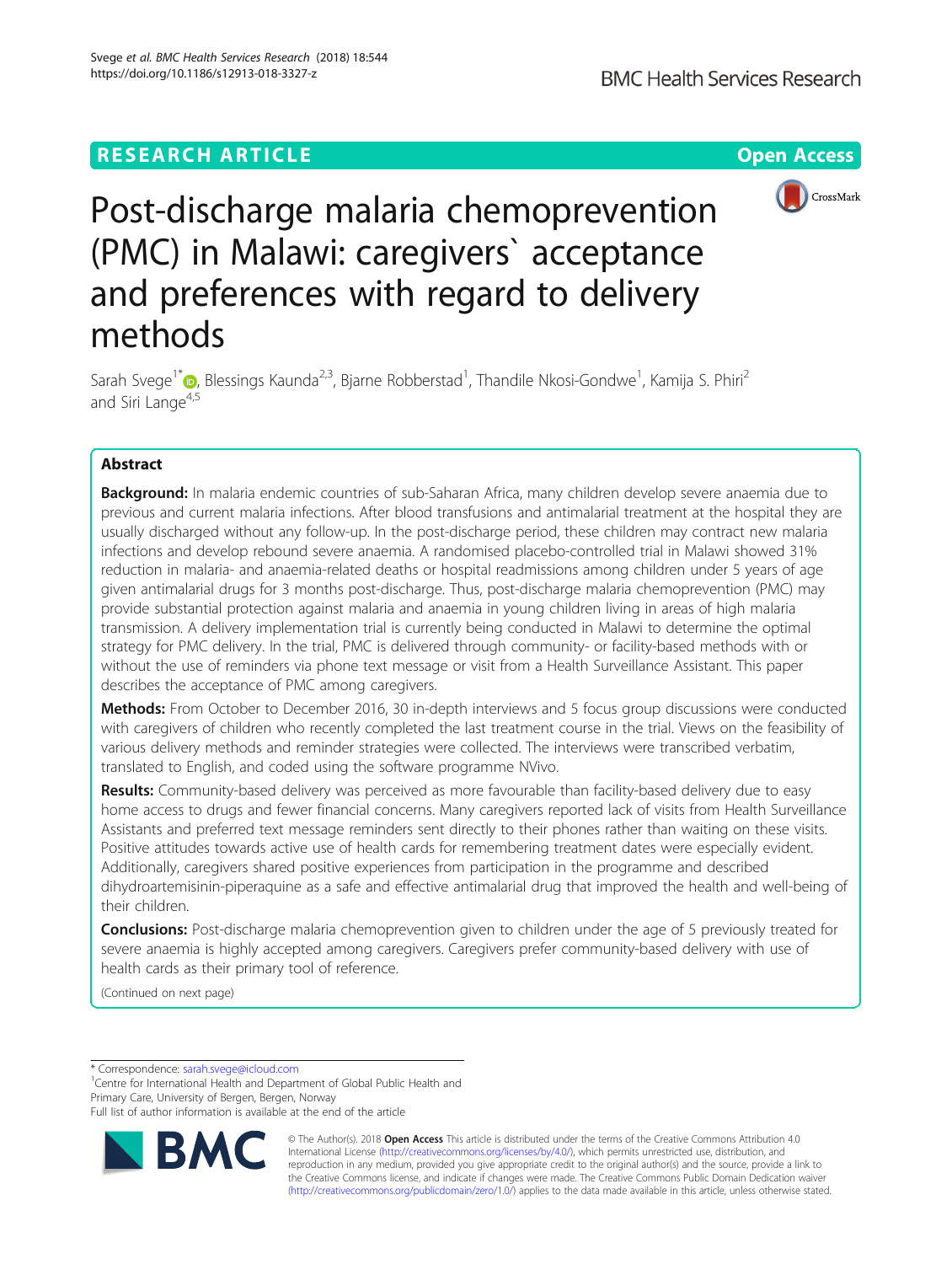RESEARCH ARTICLE

Open Access

# Post-discharge malaria chemoprevention (PMC) in Malawi: caregivers` acceptance and preferences with regard to delivery methods

Sarah Svege[1*], Blessings Kaunda[2,3], Bjarne Robberstad[1], Thandile Nkosi-Gondwe[1], Kamija S. Phiri[2] and Siri Lange[4,5]

## Abstract

**Background:** In malaria endemic countries of sub-Saharan Africa, many children develop severe anaemia due to previous and current malaria infections. After blood transfusions and antimalarial treatment at the hospital they are usually discharged without any follow-up. In the post-discharge period, these children may contract new malaria infections and develop rebound severe anaemia. A randomised placebo-controlled trial in Malawi showed 31% reduction in malaria- and anaemia-related deaths or hospital readmissions among children under 5 years of age given antimalarial drugs for 3 months post-discharge. Thus, post-discharge malaria chemoprevention (PMC) may provide substantial protection against malaria and anaemia in young children living in areas of high malaria transmission. A delivery implementation trial is currently being conducted in Malawi to determine the optimal strategy for PMC delivery. In the trial, PMC is delivered through community- or facility-based methods with or without the use of reminders via phone text message or visit from a Health Surveillance Assistant. This paper describes the acceptance of PMC among caregivers.

**Methods:** From October to December 2016, 30 in-depth interviews and 5 focus group discussions were conducted with caregivers of children who recently completed the last treatment course in the trial. Views on the feasibility of various delivery methods and reminder strategies were collected. The interviews were transcribed verbatim, translated to English, and coded using the software programme NVivo.

**Results:** Community-based delivery was perceived as more favourable than facility-based delivery due to easy home access to drugs and fewer financial concerns. Many caregivers reported lack of visits from Health Surveillance Assistants and preferred text message reminders sent directly to their phones rather than waiting on these visits. Positive attitudes towards active use of health cards for remembering treatment dates were especially evident. Additionally, caregivers shared positive experiences from participation in the programme and described dihydroartemisinin-piperaquine as a safe and effective antimalarial drug that improved the health and well-being of their children.

**Conclusions:** Post-discharge malaria chemoprevention given to children under the age of 5 previously treated for severe anaemia is highly accepted among caregivers. Caregivers prefer community-based delivery with use of health cards as their primary tool of reference.

(Continued on next page)

---

\* Correspondence: sarah.svege@icloud.com

[1]Centre for International Health and Department of Global Public Health and Primary Care, University of Bergen, Bergen, Norway

Full list of author information is available at the end of the article

© The Author(s). 2018 **Open Access** This article is distributed under the terms of the Creative Commons Attribution 4.0 International License (http://creativecommons.org/licenses/by/4.0/), which permits unrestricted use, distribution, and reproduction in any medium, provided you give appropriate credit to the original author(s) and the source, provide a link to the Creative Commons license, and indicate if changes were made. The Creative Commons Public Domain Dedication waiver (http://creativecommons.org/publicdomain/zero/1.0/) applies to the data made available in this article, unless otherwise stated.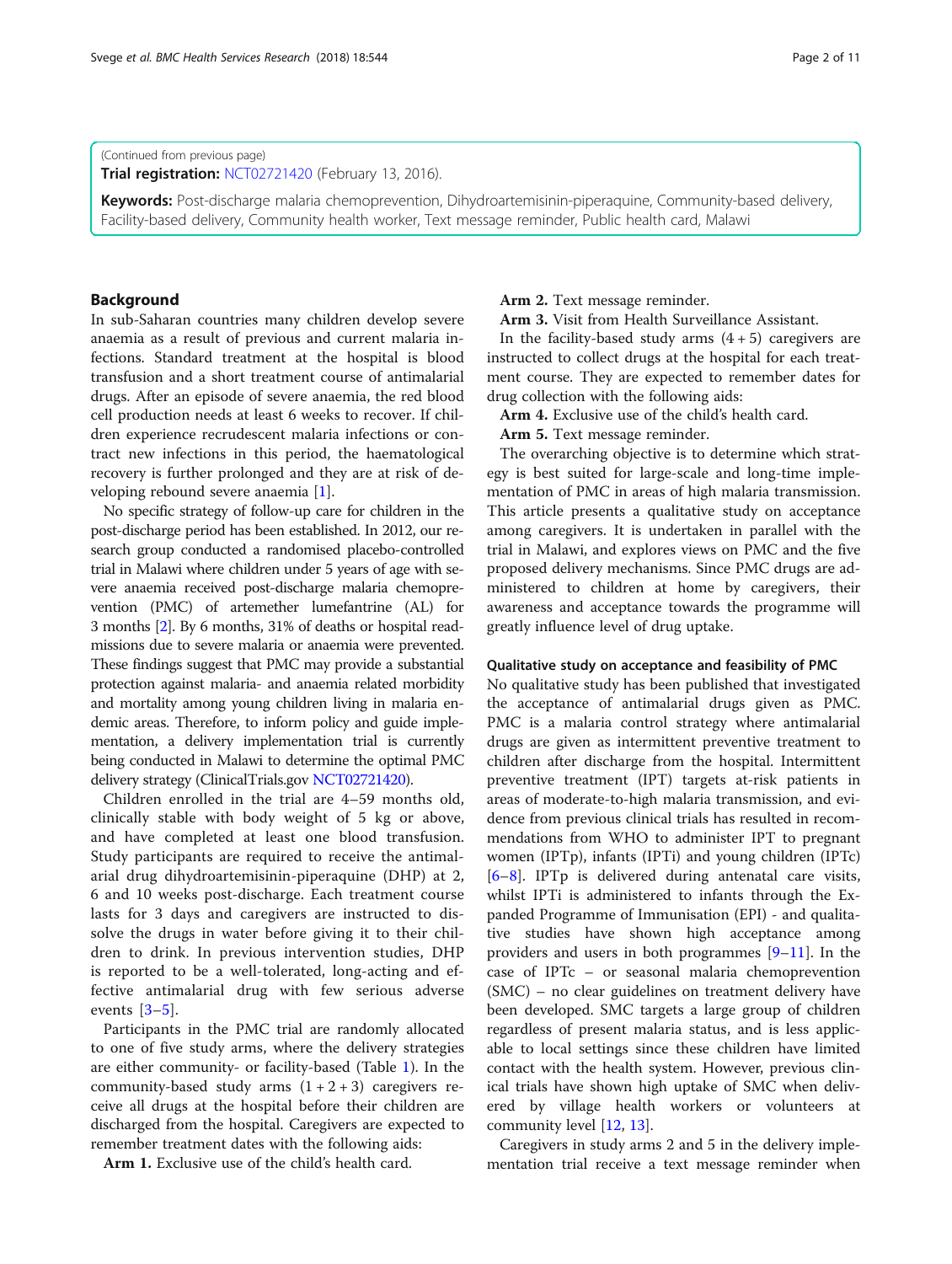(Continued from previous page)

**Trial registration:** NCT02721420 (February 13, 2016).

**Keywords:** Post-discharge malaria chemoprevention, Dihydroartemisinin-piperaquine, Community-based delivery, Facility-based delivery, Community health worker, Text message reminder, Public health card, Malawi

## Background

In sub-Saharan countries many children develop severe anaemia as a result of previous and current malaria infections. Standard treatment at the hospital is blood transfusion and a short treatment course of antimalarial drugs. After an episode of severe anaemia, the red blood cell production needs at least 6 weeks to recover. If children experience recrudescent malaria infections or contract new infections in this period, the haematological recovery is further prolonged and they are at risk of developing rebound severe anaemia [1].

No specific strategy of follow-up care for children in the post-discharge period has been established. In 2012, our research group conducted a randomised placebo-controlled trial in Malawi where children under 5 years of age with severe anaemia received post-discharge malaria chemoprevention (PMC) of artemether lumefantrine (AL) for 3 months [2]. By 6 months, 31% of deaths or hospital readmissions due to severe malaria or anaemia were prevented. These findings suggest that PMC may provide a substantial protection against malaria- and anaemia related morbidity and mortality among young children living in malaria endemic areas. Therefore, to inform policy and guide implementation, a delivery implementation trial is currently being conducted in Malawi to determine the optimal PMC delivery strategy (ClinicalTrials.gov NCT02721420).

Children enrolled in the trial are 4–59 months old, clinically stable with body weight of 5 kg or above, and have completed at least one blood transfusion. Study participants are required to receive the antimalarial drug dihydroartemisinin-piperaquine (DHP) at 2, 6 and 10 weeks post-discharge. Each treatment course lasts for 3 days and caregivers are instructed to dissolve the drugs in water before giving it to their children to drink. In previous intervention studies, DHP is reported to be a well-tolerated, long-acting and effective antimalarial drug with few serious adverse events [3–5].

Participants in the PMC trial are randomly allocated to one of five study arms, where the delivery strategies are either community- or facility-based (Table 1). In the community-based study arms (1 + 2 + 3) caregivers receive all drugs at the hospital before their children are discharged from the hospital. Caregivers are expected to remember treatment dates with the following aids:

**Arm 1.** Exclusive use of the child's health card.

**Arm 2.** Text message reminder.

**Arm 3.** Visit from Health Surveillance Assistant.

In the facility-based study arms (4 + 5) caregivers are instructed to collect drugs at the hospital for each treatment course. They are expected to remember dates for drug collection with the following aids:

**Arm 4.** Exclusive use of the child's health card.

**Arm 5.** Text message reminder.

The overarching objective is to determine which strategy is best suited for large-scale and long-time implementation of PMC in areas of high malaria transmission. This article presents a qualitative study on acceptance among caregivers. It is undertaken in parallel with the trial in Malawi, and explores views on PMC and the five proposed delivery mechanisms. Since PMC drugs are administered to children at home by caregivers, their awareness and acceptance towards the programme will greatly influence level of drug uptake.

### Qualitative study on acceptance and feasibility of PMC

No qualitative study has been published that investigated the acceptance of antimalarial drugs given as PMC. PMC is a malaria control strategy where antimalarial drugs are given as intermittent preventive treatment to children after discharge from the hospital. Intermittent preventive treatment (IPT) targets at-risk patients in areas of moderate-to-high malaria transmission, and evidence from previous clinical trials has resulted in recommendations from WHO to administer IPT to pregnant women (IPTp), infants (IPTi) and young children (IPTc) [6–8]. IPTp is delivered during antenatal care visits, whilst IPTi is administered to infants through the Expanded Programme of Immunisation (EPI) - and qualitative studies have shown high acceptance among providers and users in both programmes [9–11]. In the case of IPTc – or seasonal malaria chemoprevention (SMC) – no clear guidelines on treatment delivery have been developed. SMC targets a large group of children regardless of present malaria status, and is less applicable to local settings since these children have limited contact with the health system. However, previous clinical trials have shown high uptake of SMC when delivered by village health workers or volunteers at community level [12, 13].

Caregivers in study arms 2 and 5 in the delivery implementation trial receive a text message reminder when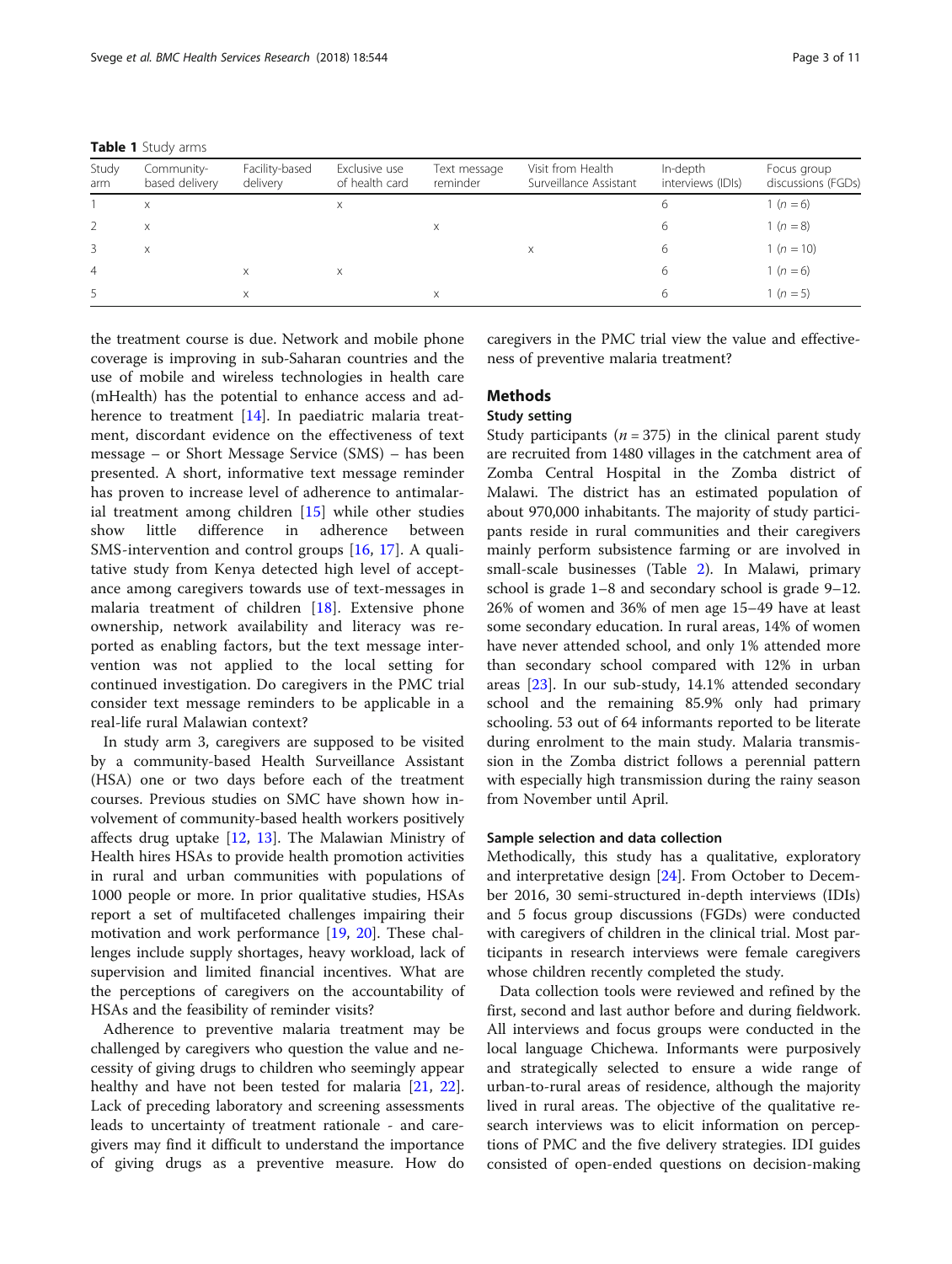**Table 1** Study arms

| Study arm | Community-based delivery | Facility-based delivery | Exclusive use of health card | Text message reminder | Visit from Health Surveillance Assistant | In-depth interviews (IDIs) | Focus group discussions (FGDs) |
|---|---|---|---|---|---|---|---|
| 1 | x | | x | | | 6 | 1 ($n = 6$) |
| 2 | x | | | x | | 6 | 1 ($n = 8$) |
| 3 | x | | | | x | 6 | 1 ($n = 10$) |
| 4 | | x | x | | | 6 | 1 ($n = 6$) |
| 5 | | x | | x | | 6 | 1 ($n = 5$) |

the treatment course is due. Network and mobile phone coverage is improving in sub-Saharan countries and the use of mobile and wireless technologies in health care (mHealth) has the potential to enhance access and adherence to treatment [14]. In paediatric malaria treatment, discordant evidence on the effectiveness of text message – or Short Message Service (SMS) – has been presented. A short, informative text message reminder has proven to increase level of adherence to antimalarial treatment among children [15] while other studies show little difference in adherence between SMS-intervention and control groups [16, 17]. A qualitative study from Kenya detected high level of acceptance among caregivers towards use of text-messages in malaria treatment of children [18]. Extensive phone ownership, network availability and literacy was reported as enabling factors, but the text message intervention was not applied to the local setting for continued investigation. Do caregivers in the PMC trial consider text message reminders to be applicable in a real-life rural Malawian context?

In study arm 3, caregivers are supposed to be visited by a community-based Health Surveillance Assistant (HSA) one or two days before each of the treatment courses. Previous studies on SMC have shown how involvement of community-based health workers positively affects drug uptake [12, 13]. The Malawian Ministry of Health hires HSAs to provide health promotion activities in rural and urban communities with populations of 1000 people or more. In prior qualitative studies, HSAs report a set of multifaceted challenges impairing their motivation and work performance [19, 20]. These challenges include supply shortages, heavy workload, lack of supervision and limited financial incentives. What are the perceptions of caregivers on the accountability of HSAs and the feasibility of reminder visits?

Adherence to preventive malaria treatment may be challenged by caregivers who question the value and necessity of giving drugs to children who seemingly appear healthy and have not been tested for malaria [21, 22]. Lack of preceding laboratory and screening assessments leads to uncertainty of treatment rationale - and caregivers may find it difficult to understand the importance of giving drugs as a preventive measure. How do caregivers in the PMC trial view the value and effectiveness of preventive malaria treatment?

## Methods

### Study setting

Study participants ($n = 375$) in the clinical parent study are recruited from 1480 villages in the catchment area of Zomba Central Hospital in the Zomba district of Malawi. The district has an estimated population of about 970,000 inhabitants. The majority of study participants reside in rural communities and their caregivers mainly perform subsistence farming or are involved in small-scale businesses (Table 2). In Malawi, primary school is grade 1–8 and secondary school is grade 9–12. 26% of women and 36% of men age 15–49 have at least some secondary education. In rural areas, 14% of women have never attended school, and only 1% attended more than secondary school compared with 12% in urban areas [23]. In our sub-study, 14.1% attended secondary school and the remaining 85.9% only had primary schooling. 53 out of 64 informants reported to be literate during enrolment to the main study. Malaria transmission in the Zomba district follows a perennial pattern with especially high transmission during the rainy season from November until April.

### Sample selection and data collection

Methodically, this study has a qualitative, exploratory and interpretative design [24]. From October to December 2016, 30 semi-structured in-depth interviews (IDIs) and 5 focus group discussions (FGDs) were conducted with caregivers of children in the clinical trial. Most participants in research interviews were female caregivers whose children recently completed the study.

Data collection tools were reviewed and refined by the first, second and last author before and during fieldwork. All interviews and focus groups were conducted in the local language Chichewa. Informants were purposively and strategically selected to ensure a wide range of urban-to-rural areas of residence, although the majority lived in rural areas. The objective of the qualitative research interviews was to elicit information on perceptions of PMC and the five delivery strategies. IDI guides consisted of open-ended questions on decision-making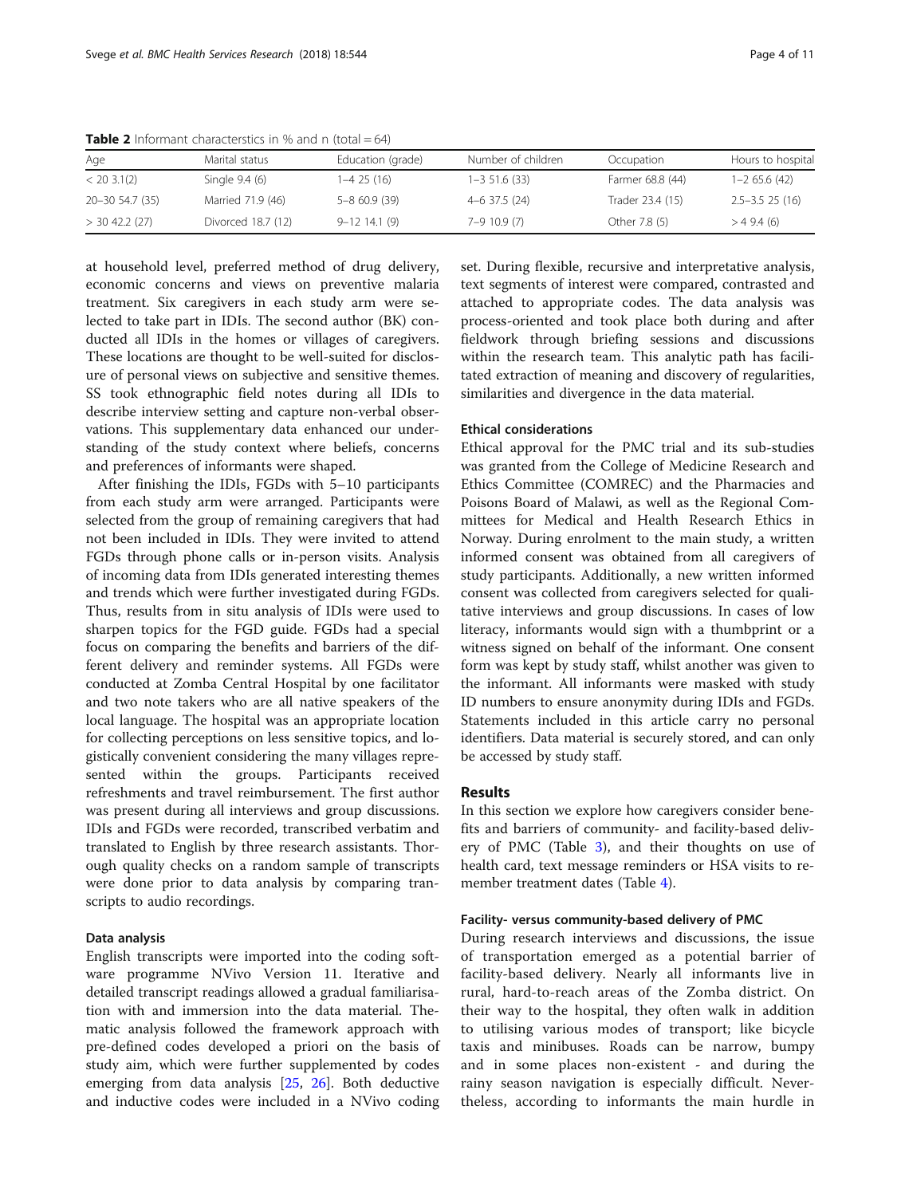**Table 2** Informant characterstics in % and n (total = 64)

| Age | Marital status | Education (grade) | Number of children | Occupation | Hours to hospital |
|---|---|---|---|---|---|
| < 20 3.1(2) | Single 9.4 (6) | 1–4 25 (16) | 1–3 51.6 (33) | Farmer 68.8 (44) | 1–2 65.6 (42) |
| 20–30 54.7 (35) | Married 71.9 (46) | 5–8 60.9 (39) | 4–6 37.5 (24) | Trader 23.4 (15) | 2.5–3.5 25 (16) |
| > 30 42.2 (27) | Divorced 18.7 (12) | 9–12 14.1 (9) | 7–9 10.9 (7) | Other 7.8 (5) | > 4 9.4 (6) |

at household level, preferred method of drug delivery, economic concerns and views on preventive malaria treatment. Six caregivers in each study arm were selected to take part in IDIs. The second author (BK) conducted all IDIs in the homes or villages of caregivers. These locations are thought to be well-suited for disclosure of personal views on subjective and sensitive themes. SS took ethnographic field notes during all IDIs to describe interview setting and capture non-verbal observations. This supplementary data enhanced our understanding of the study context where beliefs, concerns and preferences of informants were shaped.

After finishing the IDIs, FGDs with 5–10 participants from each study arm were arranged. Participants were selected from the group of remaining caregivers that had not been included in IDIs. They were invited to attend FGDs through phone calls or in-person visits. Analysis of incoming data from IDIs generated interesting themes and trends which were further investigated during FGDs. Thus, results from in situ analysis of IDIs were used to sharpen topics for the FGD guide. FGDs had a special focus on comparing the benefits and barriers of the different delivery and reminder systems. All FGDs were conducted at Zomba Central Hospital by one facilitator and two note takers who are all native speakers of the local language. The hospital was an appropriate location for collecting perceptions on less sensitive topics, and logistically convenient considering the many villages represented within the groups. Participants received refreshments and travel reimbursement. The first author was present during all interviews and group discussions. IDIs and FGDs were recorded, transcribed verbatim and translated to English by three research assistants. Thorough quality checks on a random sample of transcripts were done prior to data analysis by comparing transcripts to audio recordings.

### Data analysis

English transcripts were imported into the coding software programme NVivo Version 11. Iterative and detailed transcript readings allowed a gradual familiarisation with and immersion into the data material. Thematic analysis followed the framework approach with pre-defined codes developed a priori on the basis of study aim, which were further supplemented by codes emerging from data analysis [25, 26]. Both deductive and inductive codes were included in a NVivo coding set. During flexible, recursive and interpretative analysis, text segments of interest were compared, contrasted and attached to appropriate codes. The data analysis was process-oriented and took place both during and after fieldwork through briefing sessions and discussions within the research team. This analytic path has facilitated extraction of meaning and discovery of regularities, similarities and divergence in the data material.

### Ethical considerations

Ethical approval for the PMC trial and its sub-studies was granted from the College of Medicine Research and Ethics Committee (COMREC) and the Pharmacies and Poisons Board of Malawi, as well as the Regional Committees for Medical and Health Research Ethics in Norway. During enrolment to the main study, a written informed consent was obtained from all caregivers of study participants. Additionally, a new written informed consent was collected from caregivers selected for qualitative interviews and group discussions. In cases of low literacy, informants would sign with a thumbprint or a witness signed on behalf of the informant. One consent form was kept by study staff, whilst another was given to the informant. All informants were masked with study ID numbers to ensure anonymity during IDIs and FGDs. Statements included in this article carry no personal identifiers. Data material is securely stored, and can only be accessed by study staff.

## Results

In this section we explore how caregivers consider benefits and barriers of community- and facility-based delivery of PMC (Table 3), and their thoughts on use of health card, text message reminders or HSA visits to remember treatment dates (Table 4).

### Facility- versus community-based delivery of PMC

During research interviews and discussions, the issue of transportation emerged as a potential barrier of facility-based delivery. Nearly all informants live in rural, hard-to-reach areas of the Zomba district. On their way to the hospital, they often walk in addition to utilising various modes of transport; like bicycle taxis and minibuses. Roads can be narrow, bumpy and in some places non-existent - and during the rainy season navigation is especially difficult. Nevertheless, according to informants the main hurdle in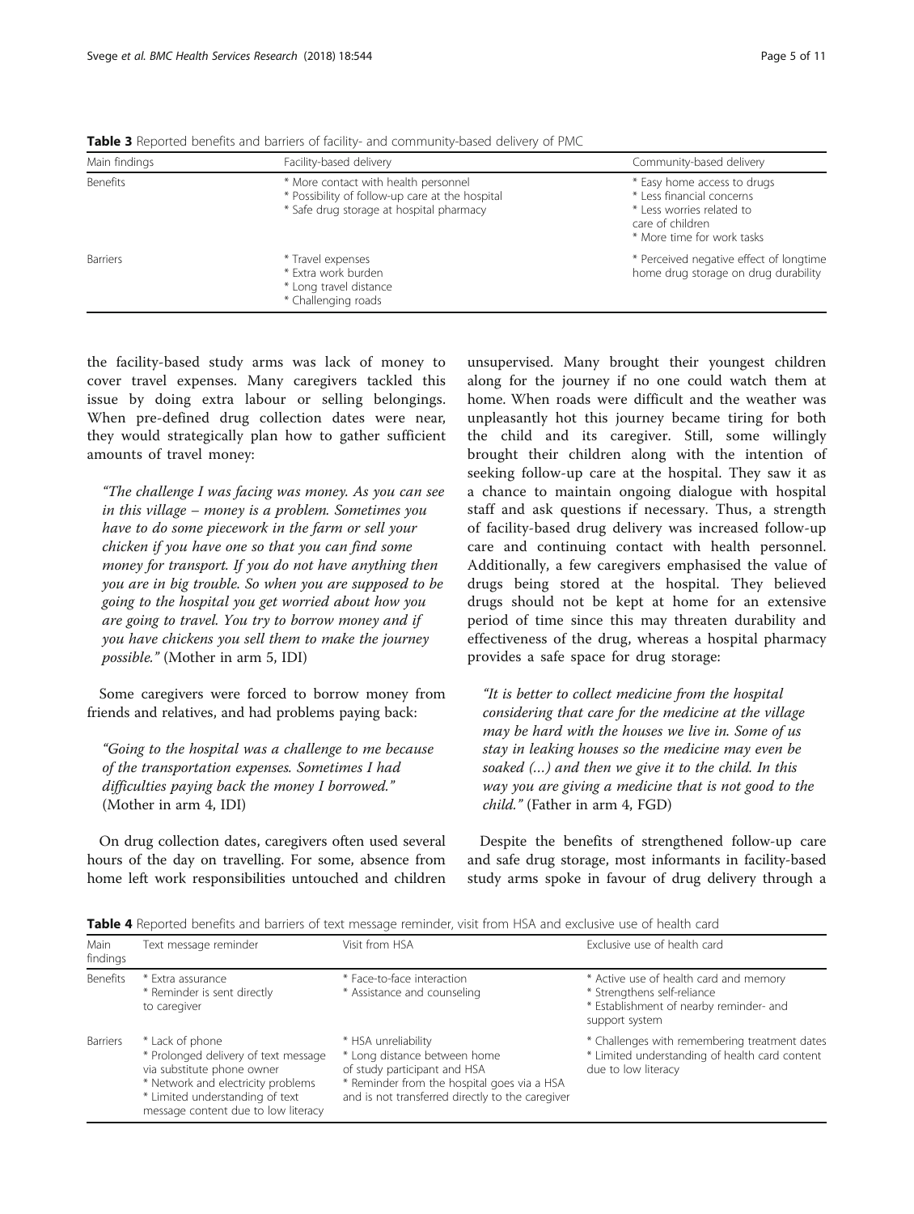**Table 3** Reported benefits and barriers of facility- and community-based delivery of PMC

| Main findings | Facility-based delivery | Community-based delivery |
|---|---|---|
| Benefits | * More contact with health personnel<br>* Possibility of follow-up care at the hospital<br>* Safe drug storage at hospital pharmacy | * Easy home access to drugs<br>* Less financial concerns<br>* Less worries related to care of children<br>* More time for work tasks |
| Barriers | * Travel expenses<br>* Extra work burden<br>* Long travel distance<br>* Challenging roads | * Perceived negative effect of longtime home drug storage on drug durability |

the facility-based study arms was lack of money to cover travel expenses. Many caregivers tackled this issue by doing extra labour or selling belongings. When pre-defined drug collection dates were near, they would strategically plan how to gather sufficient amounts of travel money:

> *"The challenge I was facing was money. As you can see in this village – money is a problem. Sometimes you have to do some piecework in the farm or sell your chicken if you have one so that you can find some money for transport. If you do not have anything then you are in big trouble. So when you are supposed to be going to the hospital you get worried about how you are going to travel. You try to borrow money and if you have chickens you sell them to make the journey possible."* (Mother in arm 5, IDI)

Some caregivers were forced to borrow money from friends and relatives, and had problems paying back:

> *"Going to the hospital was a challenge to me because of the transportation expenses. Sometimes I had difficulties paying back the money I borrowed."* (Mother in arm 4, IDI)

On drug collection dates, caregivers often used several hours of the day on travelling. For some, absence from home left work responsibilities untouched and children unsupervised. Many brought their youngest children along for the journey if no one could watch them at home. When roads were difficult and the weather was unpleasantly hot this journey became tiring for both the child and its caregiver. Still, some willingly brought their children along with the intention of seeking follow-up care at the hospital. They saw it as a chance to maintain ongoing dialogue with hospital staff and ask questions if necessary. Thus, a strength of facility-based drug delivery was increased follow-up care and continuing contact with health personnel. Additionally, a few caregivers emphasised the value of drugs being stored at the hospital. They believed drugs should not be kept at home for an extensive period of time since this may threaten durability and effectiveness of the drug, whereas a hospital pharmacy provides a safe space for drug storage:

> *"It is better to collect medicine from the hospital considering that care for the medicine at the village may be hard with the houses we live in. Some of us stay in leaking houses so the medicine may even be soaked (…) and then we give it to the child. In this way you are giving a medicine that is not good to the child."* (Father in arm 4, FGD)

Despite the benefits of strengthened follow-up care and safe drug storage, most informants in facility-based study arms spoke in favour of drug delivery through a

**Table 4** Reported benefits and barriers of text message reminder, visit from HSA and exclusive use of health card

| Main findings | Text message reminder | Visit from HSA | Exclusive use of health card |
|---|---|---|---|
| Benefits | * Extra assurance<br>* Reminder is sent directly to caregiver | * Face-to-face interaction<br>* Assistance and counseling | * Active use of health card and memory<br>* Strengthens self-reliance<br>* Establishment of nearby reminder- and support system |
| Barriers | * Lack of phone<br>* Prolonged delivery of text message via substitute phone owner<br>* Network and electricity problems<br>* Limited understanding of text message content due to low literacy | * HSA unreliability<br>* Long distance between home of study participant and HSA<br>* Reminder from the hospital goes via a HSA and is not transferred directly to the caregiver | * Challenges with remembering treatment dates<br>* Limited understanding of health card content due to low literacy |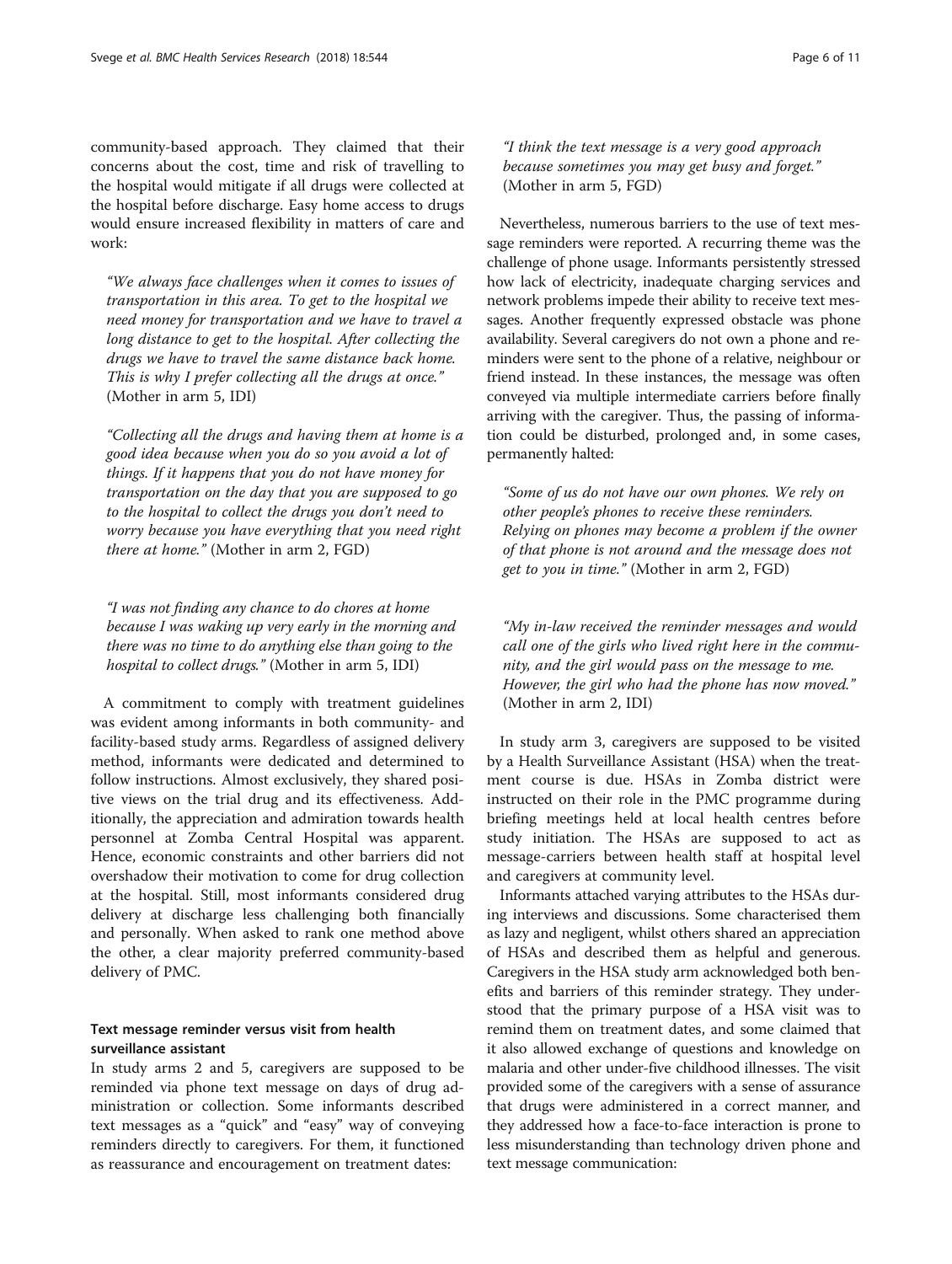community-based approach. They claimed that their concerns about the cost, time and risk of travelling to the hospital would mitigate if all drugs were collected at the hospital before discharge. Easy home access to drugs would ensure increased flexibility in matters of care and work:

> *"We always face challenges when it comes to issues of transportation in this area. To get to the hospital we need money for transportation and we have to travel a long distance to get to the hospital. After collecting the drugs we have to travel the same distance back home. This is why I prefer collecting all the drugs at once."* (Mother in arm 5, IDI)

> *"Collecting all the drugs and having them at home is a good idea because when you do so you avoid a lot of things. If it happens that you do not have money for transportation on the day that you are supposed to go to the hospital to collect the drugs you don't need to worry because you have everything that you need right there at home."* (Mother in arm 2, FGD)

> *"I was not finding any chance to do chores at home because I was waking up very early in the morning and there was no time to do anything else than going to the hospital to collect drugs."* (Mother in arm 5, IDI)

A commitment to comply with treatment guidelines was evident among informants in both community- and facility-based study arms. Regardless of assigned delivery method, informants were dedicated and determined to follow instructions. Almost exclusively, they shared positive views on the trial drug and its effectiveness. Additionally, the appreciation and admiration towards health personnel at Zomba Central Hospital was apparent. Hence, economic constraints and other barriers did not overshadow their motivation to come for drug collection at the hospital. Still, most informants considered drug delivery at discharge less challenging both financially and personally. When asked to rank one method above the other, a clear majority preferred community-based delivery of PMC.

### Text message reminder versus visit from health surveillance assistant

In study arms 2 and 5, caregivers are supposed to be reminded via phone text message on days of drug administration or collection. Some informants described text messages as a "quick" and "easy" way of conveying reminders directly to caregivers. For them, it functioned as reassurance and encouragement on treatment dates:

> *"I think the text message is a very good approach because sometimes you may get busy and forget."* (Mother in arm 5, FGD)

Nevertheless, numerous barriers to the use of text message reminders were reported. A recurring theme was the challenge of phone usage. Informants persistently stressed how lack of electricity, inadequate charging services and network problems impede their ability to receive text messages. Another frequently expressed obstacle was phone availability. Several caregivers do not own a phone and reminders were sent to the phone of a relative, neighbour or friend instead. In these instances, the message was often conveyed via multiple intermediate carriers before finally arriving with the caregiver. Thus, the passing of information could be disturbed, prolonged and, in some cases, permanently halted:

> *"Some of us do not have our own phones. We rely on other people's phones to receive these reminders. Relying on phones may become a problem if the owner of that phone is not around and the message does not get to you in time."* (Mother in arm 2, FGD)

> *"My in-law received the reminder messages and would call one of the girls who lived right here in the community, and the girl would pass on the message to me. However, the girl who had the phone has now moved."* (Mother in arm 2, IDI)

In study arm 3, caregivers are supposed to be visited by a Health Surveillance Assistant (HSA) when the treatment course is due. HSAs in Zomba district were instructed on their role in the PMC programme during briefing meetings held at local health centres before study initiation. The HSAs are supposed to act as message-carriers between health staff at hospital level and caregivers at community level.

Informants attached varying attributes to the HSAs during interviews and discussions. Some characterised them as lazy and negligent, whilst others shared an appreciation of HSAs and described them as helpful and generous. Caregivers in the HSA study arm acknowledged both benefits and barriers of this reminder strategy. They understood that the primary purpose of a HSA visit was to remind them on treatment dates, and some claimed that it also allowed exchange of questions and knowledge on malaria and other under-five childhood illnesses. The visit provided some of the caregivers with a sense of assurance that drugs were administered in a correct manner, and they addressed how a face-to-face interaction is prone to less misunderstanding than technology driven phone and text message communication: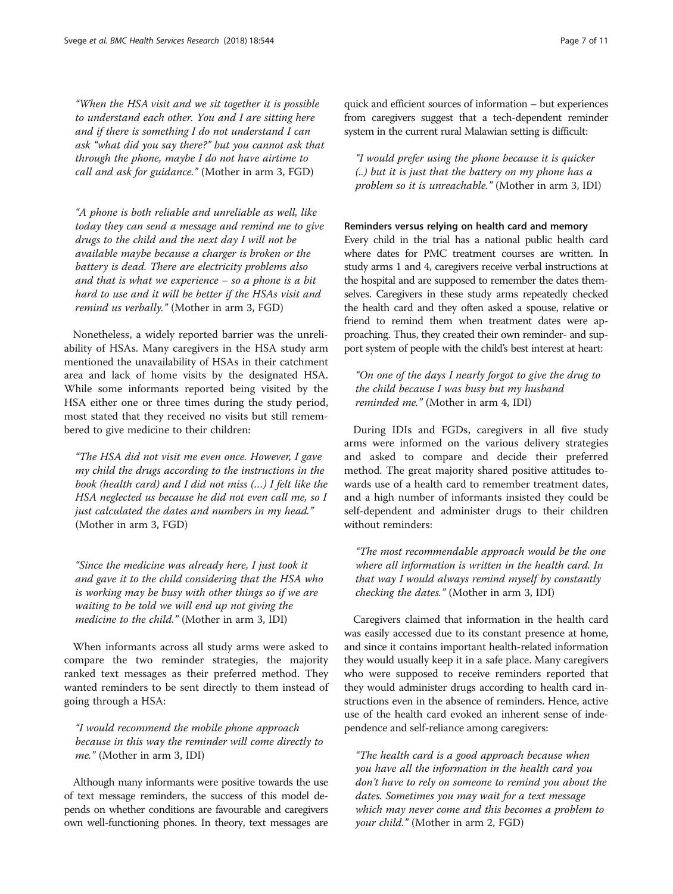*"When the HSA visit and we sit together it is possible to understand each other. You and I are sitting here and if there is something I do not understand I can ask "what did you say there?" but you cannot ask that through the phone, maybe I do not have airtime to call and ask for guidance."* (Mother in arm 3, FGD)

*"A phone is both reliable and unreliable as well, like today they can send a message and remind me to give drugs to the child and the next day I will not be available maybe because a charger is broken or the battery is dead. There are electricity problems also and that is what we experience – so a phone is a bit hard to use and it will be better if the HSAs visit and remind us verbally."* (Mother in arm 3, FGD)

Nonetheless, a widely reported barrier was the unreliability of HSAs. Many caregivers in the HSA study arm mentioned the unavailability of HSAs in their catchment area and lack of home visits by the designated HSA. While some informants reported being visited by the HSA either one or three times during the study period, most stated that they received no visits but still remembered to give medicine to their children:

*"The HSA did not visit me even once. However, I gave my child the drugs according to the instructions in the book (health card) and I did not miss (…) I felt like the HSA neglected us because he did not even call me, so I just calculated the dates and numbers in my head."* (Mother in arm 3, FGD)

*"Since the medicine was already here, I just took it and gave it to the child considering that the HSA who is working may be busy with other things so if we are waiting to be told we will end up not giving the medicine to the child."* (Mother in arm 3, IDI)

When informants across all study arms were asked to compare the two reminder strategies, the majority ranked text messages as their preferred method. They wanted reminders to be sent directly to them instead of going through a HSA:

*"I would recommend the mobile phone approach because in this way the reminder will come directly to me."* (Mother in arm 3, IDI)

Although many informants were positive towards the use of text message reminders, the success of this model depends on whether conditions are favourable and caregivers own well-functioning phones. In theory, text messages are quick and efficient sources of information – but experiences from caregivers suggest that a tech-dependent reminder system in the current rural Malawian setting is difficult:

*"I would prefer using the phone because it is quicker (..) but it is just that the battery on my phone has a problem so it is unreachable."* (Mother in arm 3, IDI)

#### Reminders versus relying on health card and memory

Every child in the trial has a national public health card where dates for PMC treatment courses are written. In study arms 1 and 4, caregivers receive verbal instructions at the hospital and are supposed to remember the dates themselves. Caregivers in these study arms repeatedly checked the health card and they often asked a spouse, relative or friend to remind them when treatment dates were approaching. Thus, they created their own reminder- and support system of people with the child's best interest at heart:

*"On one of the days I nearly forgot to give the drug to the child because I was busy but my husband reminded me."* (Mother in arm 4, IDI)

During IDIs and FGDs, caregivers in all five study arms were informed on the various delivery strategies and asked to compare and decide their preferred method. The great majority shared positive attitudes towards use of a health card to remember treatment dates, and a high number of informants insisted they could be self-dependent and administer drugs to their children without reminders:

*"The most recommendable approach would be the one where all information is written in the health card. In that way I would always remind myself by constantly checking the dates."* (Mother in arm 3, IDI)

Caregivers claimed that information in the health card was easily accessed due to its constant presence at home, and since it contains important health-related information they would usually keep it in a safe place. Many caregivers who were supposed to receive reminders reported that they would administer drugs according to health card instructions even in the absence of reminders. Hence, active use of the health card evoked an inherent sense of independence and self-reliance among caregivers:

*"The health card is a good approach because when you have all the information in the health card you don't have to rely on someone to remind you about the dates. Sometimes you may wait for a text message which may never come and this becomes a problem to your child."* (Mother in arm 2, FGD)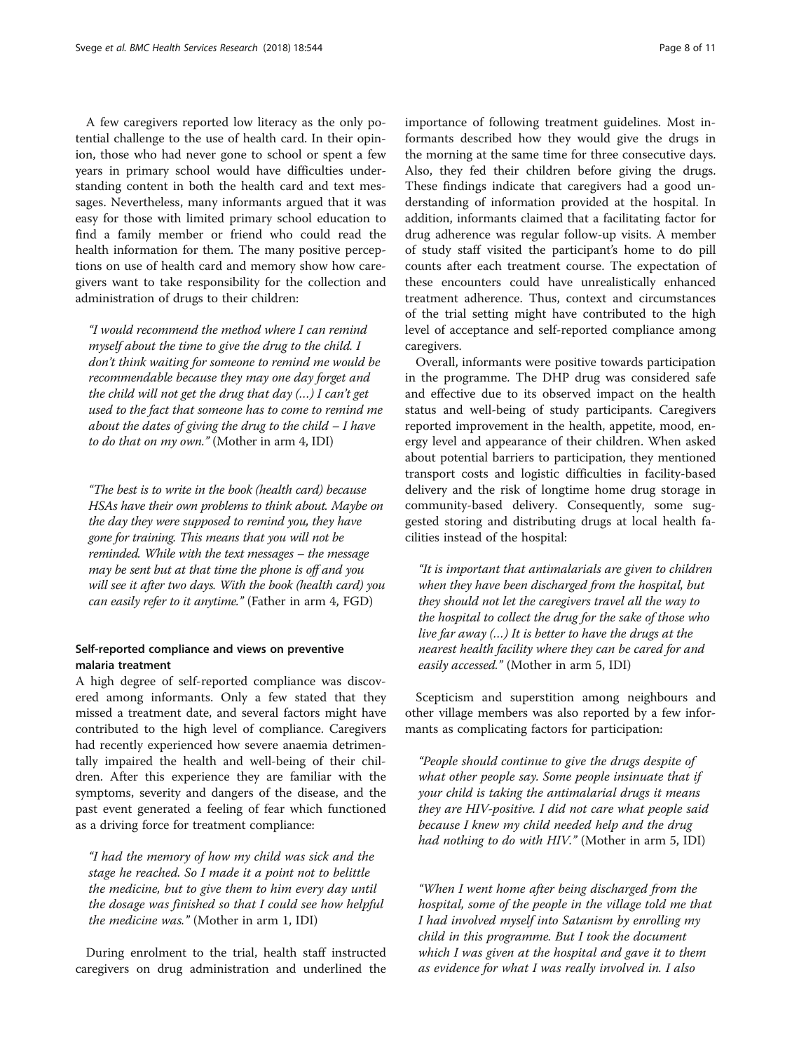A few caregivers reported low literacy as the only potential challenge to the use of health card. In their opinion, those who had never gone to school or spent a few years in primary school would have difficulties understanding content in both the health card and text messages. Nevertheless, many informants argued that it was easy for those with limited primary school education to find a family member or friend who could read the health information for them. The many positive perceptions on use of health card and memory show how caregivers want to take responsibility for the collection and administration of drugs to their children:

*"I would recommend the method where I can remind myself about the time to give the drug to the child. I don't think waiting for someone to remind me would be recommendable because they may one day forget and the child will not get the drug that day (…) I can't get used to the fact that someone has to come to remind me about the dates of giving the drug to the child – I have to do that on my own."* (Mother in arm 4, IDI)

*"The best is to write in the book (health card) because HSAs have their own problems to think about. Maybe on the day they were supposed to remind you, they have gone for training. This means that you will not be reminded. While with the text messages – the message may be sent but at that time the phone is off and you will see it after two days. With the book (health card) you can easily refer to it anytime."* (Father in arm 4, FGD)

### Self-reported compliance and views on preventive malaria treatment

A high degree of self-reported compliance was discovered among informants. Only a few stated that they missed a treatment date, and several factors might have contributed to the high level of compliance. Caregivers had recently experienced how severe anaemia detrimentally impaired the health and well-being of their children. After this experience they are familiar with the symptoms, severity and dangers of the disease, and the past event generated a feeling of fear which functioned as a driving force for treatment compliance:

*"I had the memory of how my child was sick and the stage he reached. So I made it a point not to belittle the medicine, but to give them to him every day until the dosage was finished so that I could see how helpful the medicine was."* (Mother in arm 1, IDI)

During enrolment to the trial, health staff instructed caregivers on drug administration and underlined the importance of following treatment guidelines. Most informants described how they would give the drugs in the morning at the same time for three consecutive days. Also, they fed their children before giving the drugs. These findings indicate that caregivers had a good understanding of information provided at the hospital. In addition, informants claimed that a facilitating factor for drug adherence was regular follow-up visits. A member of study staff visited the participant's home to do pill counts after each treatment course. The expectation of these encounters could have unrealistically enhanced treatment adherence. Thus, context and circumstances of the trial setting might have contributed to the high level of acceptance and self-reported compliance among caregivers.

Overall, informants were positive towards participation in the programme. The DHP drug was considered safe and effective due to its observed impact on the health status and well-being of study participants. Caregivers reported improvement in the health, appetite, mood, energy level and appearance of their children. When asked about potential barriers to participation, they mentioned transport costs and logistic difficulties in facility-based delivery and the risk of longtime home drug storage in community-based delivery. Consequently, some suggested storing and distributing drugs at local health facilities instead of the hospital:

*"It is important that antimalarials are given to children when they have been discharged from the hospital, but they should not let the caregivers travel all the way to the hospital to collect the drug for the sake of those who live far away (…) It is better to have the drugs at the nearest health facility where they can be cared for and easily accessed."* (Mother in arm 5, IDI)

Scepticism and superstition among neighbours and other village members was also reported by a few informants as complicating factors for participation:

*"People should continue to give the drugs despite of what other people say. Some people insinuate that if your child is taking the antimalarial drugs it means they are HIV-positive. I did not care what people said because I knew my child needed help and the drug had nothing to do with HIV."* (Mother in arm 5, IDI)

*"When I went home after being discharged from the hospital, some of the people in the village told me that I had involved myself into Satanism by enrolling my child in this programme. But I took the document which I was given at the hospital and gave it to them as evidence for what I was really involved in. I also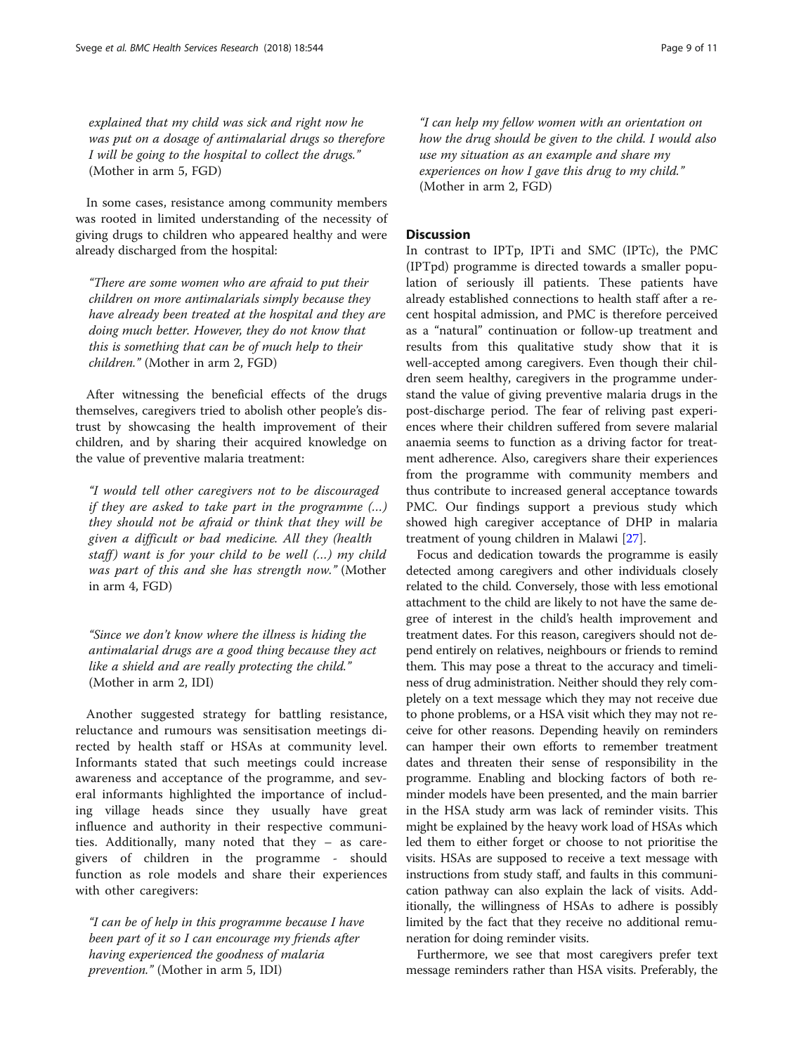explained that my child was sick and right now he was put on a dosage of antimalarial drugs so therefore I will be going to the hospital to collect the drugs." (Mother in arm 5, FGD)

In some cases, resistance among community members was rooted in limited understanding of the necessity of giving drugs to children who appeared healthy and were already discharged from the hospital:

> "There are some women who are afraid to put their children on more antimalarials simply because they have already been treated at the hospital and they are doing much better. However, they do not know that this is something that can be of much help to their children." (Mother in arm 2, FGD)

After witnessing the beneficial effects of the drugs themselves, caregivers tried to abolish other people's distrust by showcasing the health improvement of their children, and by sharing their acquired knowledge on the value of preventive malaria treatment:

> "I would tell other caregivers not to be discouraged if they are asked to take part in the programme (…) they should not be afraid or think that they will be given a difficult or bad medicine. All they (health staff) want is for your child to be well (…) my child was part of this and she has strength now." (Mother in arm 4, FGD)

> "Since we don't know where the illness is hiding the antimalarial drugs are a good thing because they act like a shield and are really protecting the child." (Mother in arm 2, IDI)

Another suggested strategy for battling resistance, reluctance and rumours was sensitisation meetings directed by health staff or HSAs at community level. Informants stated that such meetings could increase awareness and acceptance of the programme, and several informants highlighted the importance of including village heads since they usually have great influence and authority in their respective communities. Additionally, many noted that they – as caregivers of children in the programme - should function as role models and share their experiences with other caregivers:

> "I can be of help in this programme because I have been part of it so I can encourage my friends after having experienced the goodness of malaria prevention." (Mother in arm 5, IDI)

> "I can help my fellow women with an orientation on how the drug should be given to the child. I would also use my situation as an example and share my experiences on how I gave this drug to my child." (Mother in arm 2, FGD)

## Discussion

In contrast to IPTp, IPTi and SMC (IPTc), the PMC (IPTpd) programme is directed towards a smaller population of seriously ill patients. These patients have already established connections to health staff after a recent hospital admission, and PMC is therefore perceived as a "natural" continuation or follow-up treatment and results from this qualitative study show that it is well-accepted among caregivers. Even though their children seem healthy, caregivers in the programme understand the value of giving preventive malaria drugs in the post-discharge period. The fear of reliving past experiences where their children suffered from severe malarial anaemia seems to function as a driving factor for treatment adherence. Also, caregivers share their experiences from the programme with community members and thus contribute to increased general acceptance towards PMC. Our findings support a previous study which showed high caregiver acceptance of DHP in malaria treatment of young children in Malawi [27].

Focus and dedication towards the programme is easily detected among caregivers and other individuals closely related to the child. Conversely, those with less emotional attachment to the child are likely to not have the same degree of interest in the child's health improvement and treatment dates. For this reason, caregivers should not depend entirely on relatives, neighbours or friends to remind them. This may pose a threat to the accuracy and timeliness of drug administration. Neither should they rely completely on a text message which they may not receive due to phone problems, or a HSA visit which they may not receive for other reasons. Depending heavily on reminders can hamper their own efforts to remember treatment dates and threaten their sense of responsibility in the programme. Enabling and blocking factors of both reminder models have been presented, and the main barrier in the HSA study arm was lack of reminder visits. This might be explained by the heavy work load of HSAs which led them to either forget or choose to not prioritise the visits. HSAs are supposed to receive a text message with instructions from study staff, and faults in this communication pathway can also explain the lack of visits. Additionally, the willingness of HSAs to adhere is possibly limited by the fact that they receive no additional remuneration for doing reminder visits.

Furthermore, we see that most caregivers prefer text message reminders rather than HSA visits. Preferably, the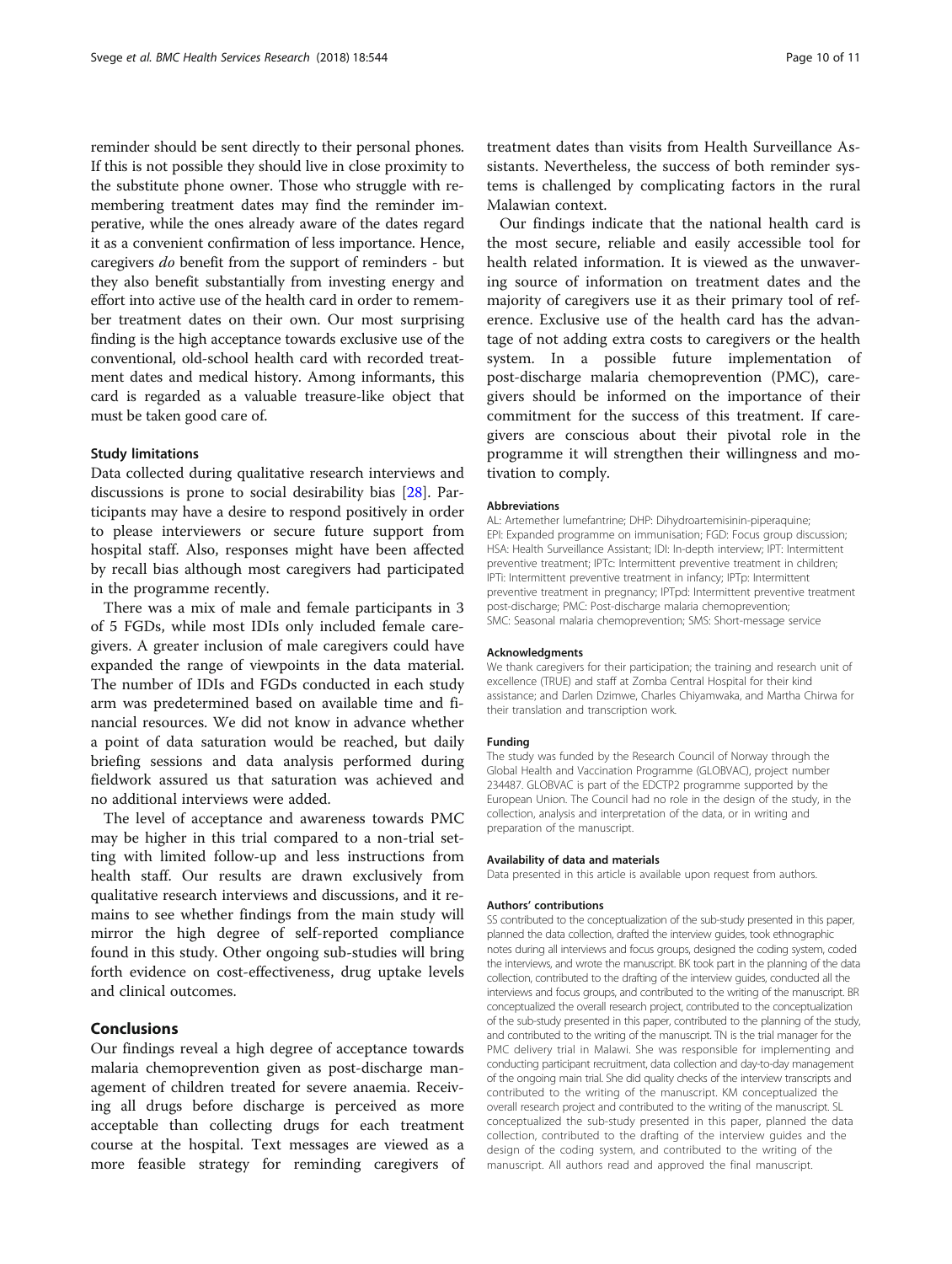reminder should be sent directly to their personal phones. If this is not possible they should live in close proximity to the substitute phone owner. Those who struggle with remembering treatment dates may find the reminder imperative, while the ones already aware of the dates regard it as a convenient confirmation of less importance. Hence, caregivers *do* benefit from the support of reminders - but they also benefit substantially from investing energy and effort into active use of the health card in order to remember treatment dates on their own. Our most surprising finding is the high acceptance towards exclusive use of the conventional, old-school health card with recorded treatment dates and medical history. Among informants, this card is regarded as a valuable treasure-like object that must be taken good care of.

### Study limitations

Data collected during qualitative research interviews and discussions is prone to social desirability bias [28]. Participants may have a desire to respond positively in order to please interviewers or secure future support from hospital staff. Also, responses might have been affected by recall bias although most caregivers had participated in the programme recently.

There was a mix of male and female participants in 3 of 5 FGDs, while most IDIs only included female caregivers. A greater inclusion of male caregivers could have expanded the range of viewpoints in the data material. The number of IDIs and FGDs conducted in each study arm was predetermined based on available time and financial resources. We did not know in advance whether a point of data saturation would be reached, but daily briefing sessions and data analysis performed during fieldwork assured us that saturation was achieved and no additional interviews were added.

The level of acceptance and awareness towards PMC may be higher in this trial compared to a non-trial setting with limited follow-up and less instructions from health staff. Our results are drawn exclusively from qualitative research interviews and discussions, and it remains to see whether findings from the main study will mirror the high degree of self-reported compliance found in this study. Other ongoing sub-studies will bring forth evidence on cost-effectiveness, drug uptake levels and clinical outcomes.

## Conclusions

Our findings reveal a high degree of acceptance towards malaria chemoprevention given as post-discharge management of children treated for severe anaemia. Receiving all drugs before discharge is perceived as more acceptable than collecting drugs for each treatment course at the hospital. Text messages are viewed as a more feasible strategy for reminding caregivers of treatment dates than visits from Health Surveillance Assistants. Nevertheless, the success of both reminder systems is challenged by complicating factors in the rural Malawian context.

Our findings indicate that the national health card is the most secure, reliable and easily accessible tool for health related information. It is viewed as the unwavering source of information on treatment dates and the majority of caregivers use it as their primary tool of reference. Exclusive use of the health card has the advantage of not adding extra costs to caregivers or the health system. In a possible future implementation of post-discharge malaria chemoprevention (PMC), caregivers should be informed on the importance of their commitment for the success of this treatment. If caregivers are conscious about their pivotal role in the programme it will strengthen their willingness and motivation to comply.

#### Abbreviations

AL: Artemether lumefantrine; DHP: Dihydroartemisinin-piperaquine; EPI: Expanded programme on immunisation; FGD: Focus group discussion; HSA: Health Surveillance Assistant; IDI: In-depth interview; IPT: Intermittent preventive treatment; IPTc: Intermittent preventive treatment in children; IPTi: Intermittent preventive treatment in infancy; IPTp: Intermittent preventive treatment in pregnancy; IPTpd: Intermittent preventive treatment post-discharge; PMC: Post-discharge malaria chemoprevention; SMC: Seasonal malaria chemoprevention; SMS: Short-message service

#### Acknowledgments

We thank caregivers for their participation; the training and research unit of excellence (TRUE) and staff at Zomba Central Hospital for their kind assistance; and Darlen Dzimwe, Charles Chiyamwaka, and Martha Chirwa for their translation and transcription work.

#### Funding

The study was funded by the Research Council of Norway through the Global Health and Vaccination Programme (GLOBVAC), project number 234487. GLOBVAC is part of the EDCTP2 programme supported by the European Union. The Council had no role in the design of the study, in the collection, analysis and interpretation of the data, or in writing and preparation of the manuscript.

#### Availability of data and materials

Data presented in this article is available upon request from authors.

#### Authors' contributions

SS contributed to the conceptualization of the sub-study presented in this paper, planned the data collection, drafted the interview guides, took ethnographic notes during all interviews and focus groups, designed the coding system, coded the interviews, and wrote the manuscript. BK took part in the planning of the data collection, contributed to the drafting of the interview guides, conducted all the interviews and focus groups, and contributed to the writing of the manuscript. BR conceptualized the overall research project, contributed to the conceptualization of the sub-study presented in this paper, contributed to the planning of the study, and contributed to the writing of the manuscript. TN is the trial manager for the PMC delivery trial in Malawi. She was responsible for implementing and conducting participant recruitment, data collection and day-to-day management of the ongoing main trial. She did quality checks of the interview transcripts and contributed to the writing of the manuscript. KM conceptualized the overall research project and contributed to the writing of the manuscript. SL conceptualized the sub-study presented in this paper, planned the data collection, contributed to the drafting of the interview guides and the design of the coding system, and contributed to the writing of the manuscript. All authors read and approved the final manuscript.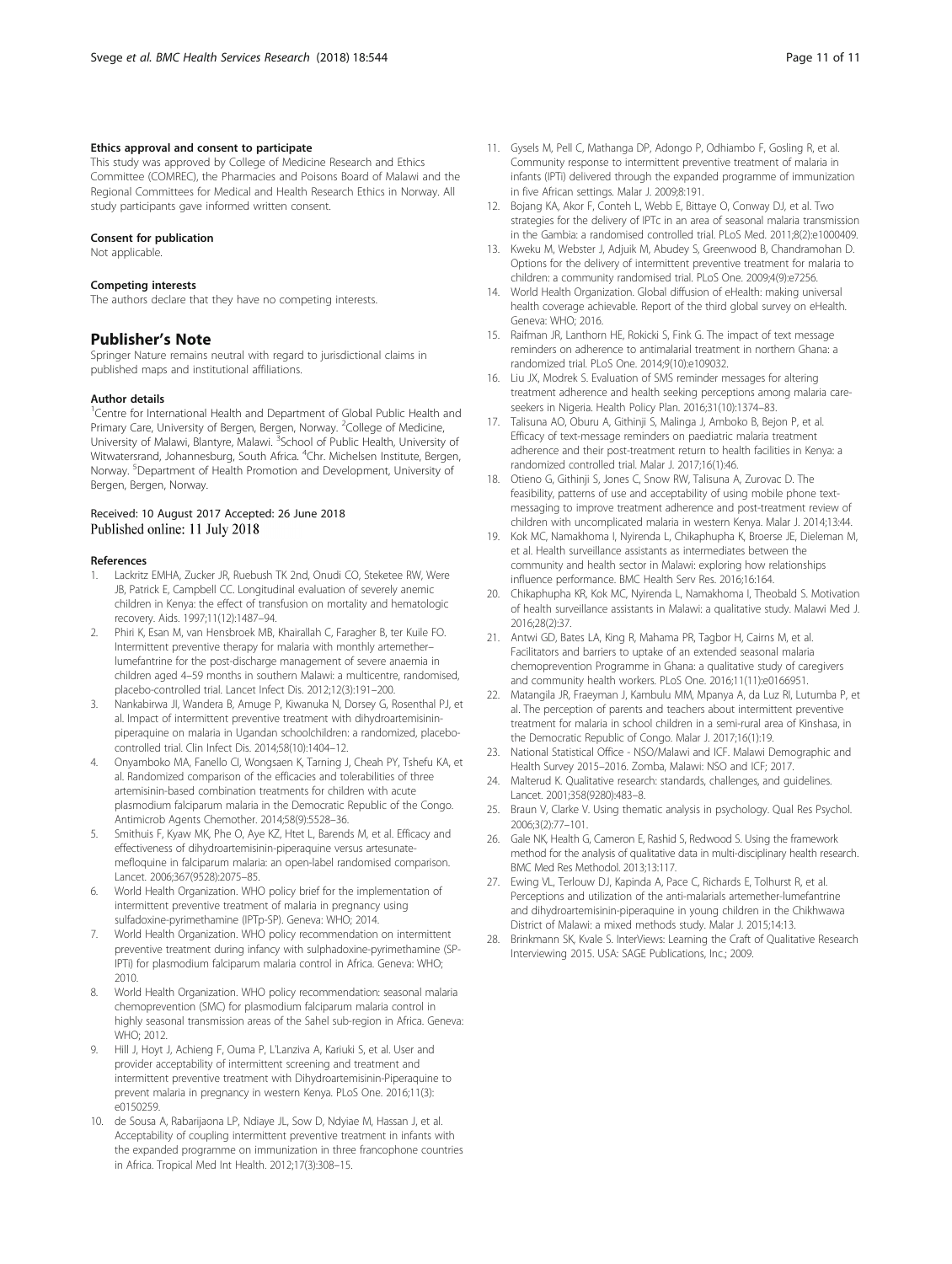#### Ethics approval and consent to participate

This study was approved by College of Medicine Research and Ethics Committee (COMREC), the Pharmacies and Poisons Board of Malawi and the Regional Committees for Medical and Health Research Ethics in Norway. All study participants gave informed written consent.

#### Consent for publication

Not applicable.

#### Competing interests

The authors declare that they have no competing interests.

## Publisher's Note

Springer Nature remains neutral with regard to jurisdictional claims in published maps and institutional affiliations.

#### Author details

[1]Centre for International Health and Department of Global Public Health and Primary Care, University of Bergen, Bergen, Norway. [2]College of Medicine, University of Malawi, Blantyre, Malawi. [3]School of Public Health, University of Witwatersrand, Johannesburg, South Africa. [4]Chr. Michelsen Institute, Bergen, Norway. [5]Department of Health Promotion and Development, University of Bergen, Bergen, Norway.

Received: 10 August 2017 Accepted: 26 June 2018
Published online: 11 July 2018

#### References

1. Lackritz EMHA, Zucker JR, Ruebush TK 2nd, Onudi CO, Steketee RW, Were JB, Patrick E, Campbell CC. Longitudinal evaluation of severely anemic children in Kenya: the effect of transfusion on mortality and hematologic recovery. Aids. 1997;11(12):1487–94.
2. Phiri K, Esan M, van Hensbroek MB, Khairallah C, Faragher B, ter Kuile FO. Intermittent preventive therapy for malaria with monthly artemether–lumefantrine for the post-discharge management of severe anaemia in children aged 4–59 months in southern Malawi: a multicentre, randomised, placebo-controlled trial. Lancet Infect Dis. 2012;12(3):191–200.
3. Nankabirwa JI, Wandera B, Amuge P, Kiwanuka N, Dorsey G, Rosenthal PJ, et al. Impact of intermittent preventive treatment with dihydroartemisinin-piperaquine on malaria in Ugandan schoolchildren: a randomized, placebo-controlled trial. Clin Infect Dis. 2014;58(10):1404–12.
4. Onyamboko MA, Fanello CI, Wongsaen K, Tarning J, Cheah PY, Tshefu KA, et al. Randomized comparison of the efficacies and tolerabilities of three artemisinin-based combination treatments for children with acute plasmodium falciparum malaria in the Democratic Republic of the Congo. Antimicrob Agents Chemother. 2014;58(9):5528–36.
5. Smithuis F, Kyaw MK, Phe O, Aye KZ, Htet L, Barends M, et al. Efficacy and effectiveness of dihydroartemisinin-piperaquine versus artesunate-mefloquine in falciparum malaria: an open-label randomised comparison. Lancet. 2006;367(9528):2075–85.
6. World Health Organization. WHO policy brief for the implementation of intermittent preventive treatment of malaria in pregnancy using sulfadoxine-pyrimethamine (IPTp-SP). Geneva: WHO; 2014.
7. World Health Organization. WHO policy recommendation on intermittent preventive treatment during infancy with sulphadoxine-pyrimethamine (SP-IPTi) for plasmodium falciparum malaria control in Africa. Geneva: WHO; 2010.
8. World Health Organization. WHO policy recommendation: seasonal malaria chemoprevention (SMC) for plasmodium falciparum malaria control in highly seasonal transmission areas of the Sahel sub-region in Africa. Geneva: WHO; 2012.
9. Hill J, Hoyt J, Achieng F, Ouma P, L'Lanziva A, Kariuki S, et al. User and provider acceptability of intermittent screening and treatment and intermittent preventive treatment with Dihydroartemisinin-Piperaquine to prevent malaria in pregnancy in western Kenya. PLoS One. 2016;11(3): e0150259.
10. de Sousa A, Rabarijaona LP, Ndiaye JL, Sow D, Ndyiae M, Hassan J, et al. Acceptability of coupling intermittent preventive treatment in infants with the expanded programme on immunization in three francophone countries in Africa. Tropical Med Int Health. 2012;17(3):308–15.
11. Gysels M, Pell C, Mathanga DP, Adongo P, Odhiambo F, Gosling R, et al. Community response to intermittent preventive treatment of malaria in infants (IPTi) delivered through the expanded programme of immunization in five African settings. Malar J. 2009;8:191.
12. Bojang KA, Akor F, Conteh L, Webb E, Bittaye O, Conway DJ, et al. Two strategies for the delivery of IPTc in an area of seasonal malaria transmission in the Gambia: a randomised controlled trial. PLoS Med. 2011;8(2):e1000409.
13. Kweku M, Webster J, Adjuik M, Abudey S, Greenwood B, Chandramohan D. Options for the delivery of intermittent preventive treatment for malaria to children: a community randomised trial. PLoS One. 2009;4(9):e7256.
14. World Health Organization. Global diffusion of eHealth: making universal health coverage achievable. Report of the third global survey on eHealth. Geneva: WHO; 2016.
15. Raifman JR, Lanthorn HE, Rokicki S, Fink G. The impact of text message reminders on adherence to antimalarial treatment in northern Ghana: a randomized trial. PLoS One. 2014;9(10):e109032.
16. Liu JX, Modrek S. Evaluation of SMS reminder messages for altering treatment adherence and health seeking perceptions among malaria care-seekers in Nigeria. Health Policy Plan. 2016;31(10):1374–83.
17. Talisuna AO, Oburu A, Githinji S, Malinga J, Amboko B, Bejon P, et al. Efficacy of text-message reminders on paediatric malaria treatment adherence and their post-treatment return to health facilities in Kenya: a randomized controlled trial. Malar J. 2017;16(1):46.
18. Otieno G, Githinji S, Jones C, Snow RW, Talisuna A, Zurovac D. The feasibility, patterns of use and acceptability of using mobile phone text-messaging to improve treatment adherence and post-treatment review of children with uncomplicated malaria in western Kenya. Malar J. 2014;13:44.
19. Kok MC, Namakhoma I, Nyirenda L, Chikaphupha K, Broerse JE, Dieleman M, et al. Health surveillance assistants as intermediates between the community and health sector in Malawi: exploring how relationships influence performance. BMC Health Serv Res. 2016;16:164.
20. Chikaphupha KR, Kok MC, Nyirenda L, Namakhoma I, Theobald S. Motivation of health surveillance assistants in Malawi: a qualitative study. Malawi Med J. 2016;28(2):37.
21. Antwi GD, Bates LA, King R, Mahama PR, Tagbor H, Cairns M, et al. Facilitators and barriers to uptake of an extended seasonal malaria chemoprevention Programme in Ghana: a qualitative study of caregivers and community health workers. PLoS One. 2016;11(11):e0166951.
22. Matangila JR, Fraeyman J, Kambulu MM, Mpanya A, da Luz RI, Lutumba P, et al. The perception of parents and teachers about intermittent preventive treatment for malaria in school children in a semi-rural area of Kinshasa, in the Democratic Republic of Congo. Malar J. 2017;16(1):19.
23. National Statistical Office - NSO/Malawi and ICF. Malawi Demographic and Health Survey 2015–2016. Zomba, Malawi: NSO and ICF; 2017.
24. Malterud K. Qualitative research: standards, challenges, and guidelines. Lancet. 2001;358(9280):483–8.
25. Braun V, Clarke V. Using thematic analysis in psychology. Qual Res Psychol. 2006;3(2):77–101.
26. Gale NK, Health G, Cameron E, Rashid S, Redwood S. Using the framework method for the analysis of qualitative data in multi-disciplinary health research. BMC Med Res Methodol. 2013;13:117.
27. Ewing VL, Terlouw DJ, Kapinda A, Pace C, Richards E, Tolhurst R, et al. Perceptions and utilization of the anti-malarials artemether-lumefantrine and dihydroartemisinin-piperaquine in young children in the Chikhwawa District of Malawi: a mixed methods study. Malar J. 2015;14:13.
28. Brinkmann SK, Kvale S. InterViews: Learning the Craft of Qualitative Research Interviewing 2015. USA: SAGE Publications, Inc.; 2009.